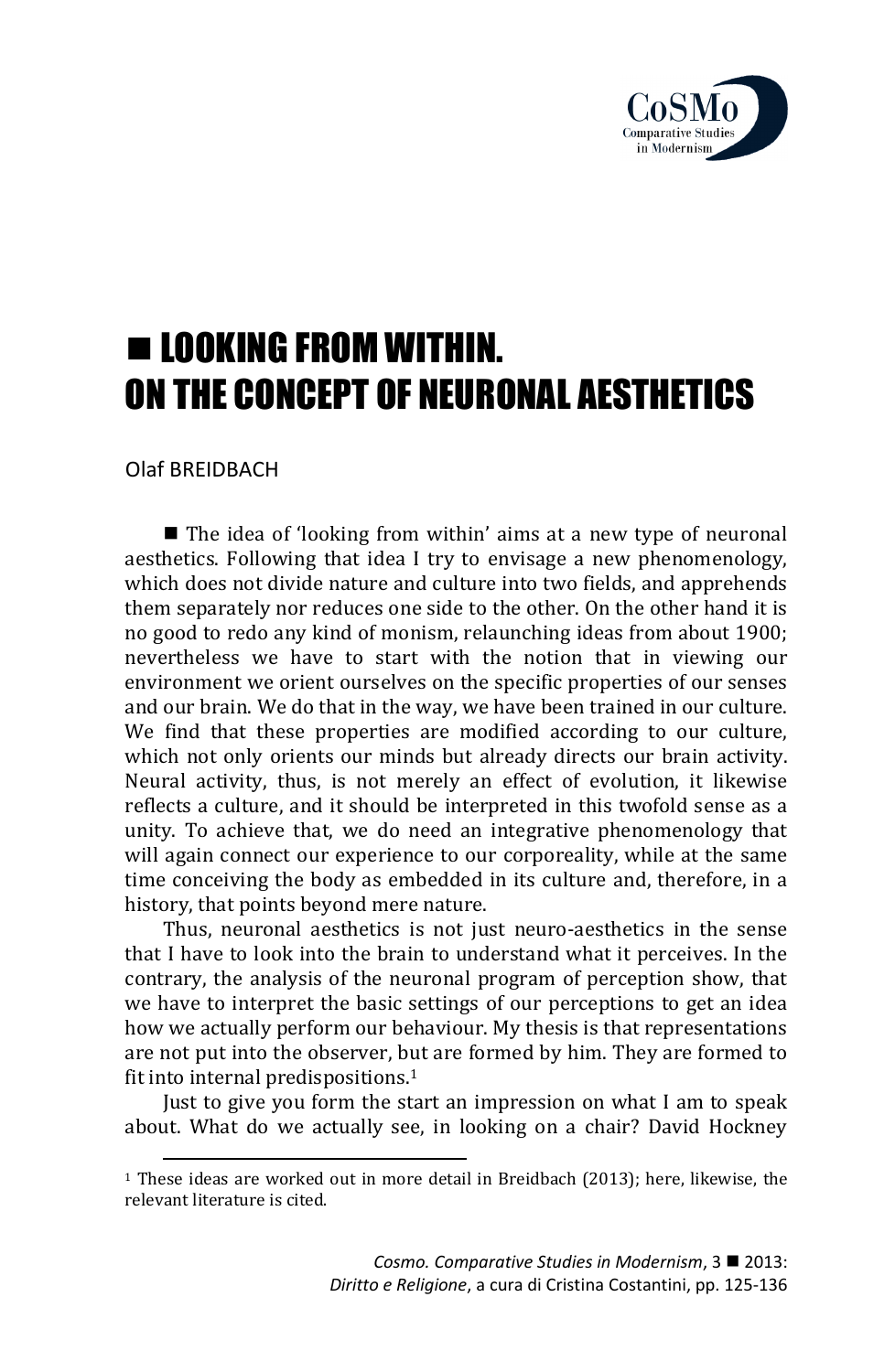# ■ LOOKING FROM WITHIN. ON THE CONCEPT OF NEURONAL AESTHETICS

Olaf BREIDBACH

■ The idea of 'looking from within' aims at a new type of neuronal aesthetics. Following that idea I try to envisage a new phenomenology, which does not divide nature and culture into two fields, and apprehends them separately nor reduces one side to the other. On the other hand it is no good to redo any kind of monism, relaunching ideas from about 1900; nevertheless we have to start with the notion that in viewing our environment we orient ourselves on the specific properties of our senses and our brain. We do that in the way, we have been trained in our culture. We find that these properties are modified according to our culture, which not only orients our minds but already directs our brain activity. Neural activity, thus, is not merely an effect of evolution, it likewise reflects a culture, and it should be interpreted in this twofold sense as a unity. To achieve that, we do need an integrative phenomenology that will again connect our experience to our corporeality, while at the same time conceiving the body as embedded in its culture and, therefore, in a history, that points beyond mere nature.

Thus, neuronal aesthetics is not just neuro-aesthetics in the sense that I have to look into the brain to understand what it perceives. In the contrary, the analysis of the neuronal program of perception show, that we have to interpret the basic settings of our perceptions to get an idea how we actually perform our behaviour. My thesis is that representations are not put into the observer, but are formed by him. They are formed to fit into internal predispositions.[1]

Just to give you form the start an impression on what I am to speak about. What do we actually see, in looking on a chair? David Hockney

[1] These ideas are worked out in more detail in Breidbach (2013); here, likewise, the relevant literature is cited.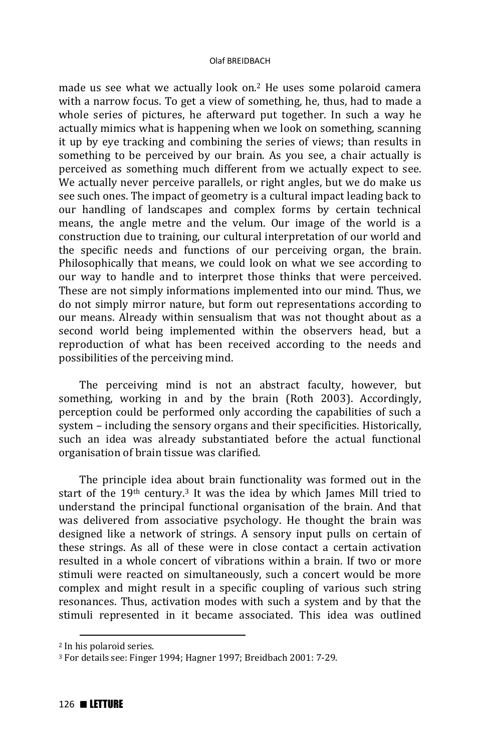made us see what we actually look on.[2] He uses some polaroid camera with a narrow focus. To get a view of something, he, thus, had to made a whole series of pictures, he afterward put together. In such a way he actually mimics what is happening when we look on something, scanning it up by eye tracking and combining the series of views; than results in something to be perceived by our brain. As you see, a chair actually is perceived as something much different from we actually expect to see. We actually never perceive parallels, or right angles, but we do make us see such ones. The impact of geometry is a cultural impact leading back to our handling of landscapes and complex forms by certain technical means, the angle metre and the velum. Our image of the world is a construction due to training, our cultural interpretation of our world and the specific needs and functions of our perceiving organ, the brain. Philosophically that means, we could look on what we see according to our way to handle and to interpret those thinks that were perceived. These are not simply informations implemented into our mind. Thus, we do not simply mirror nature, but form out representations according to our means. Already within sensualism that was not thought about as a second world being implemented within the observers head, but a reproduction of what has been received according to the needs and possibilities of the perceiving mind.

The perceiving mind is not an abstract faculty, however, but something, working in and by the brain (Roth 2003). Accordingly, perception could be performed only according the capabilities of such a system – including the sensory organs and their specificities. Historically, such an idea was already substantiated before the actual functional organisation of brain tissue was clarified.

The principle idea about brain functionality was formed out in the start of the 19th century.[3] It was the idea by which James Mill tried to understand the principal functional organisation of the brain. And that was delivered from associative psychology. He thought the brain was designed like a network of strings. A sensory input pulls on certain of these strings. As all of these were in close contact a certain activation resulted in a whole concert of vibrations within a brain. If two or more stimuli were reacted on simultaneously, such a concert would be more complex and might result in a specific coupling of various such string resonances. Thus, activation modes with such a system and by that the stimuli represented in it became associated. This idea was outlined

---

[2] In his polaroid series.

[3] For details see: Finger 1994; Hagner 1997; Breidbach 2001: 7-29.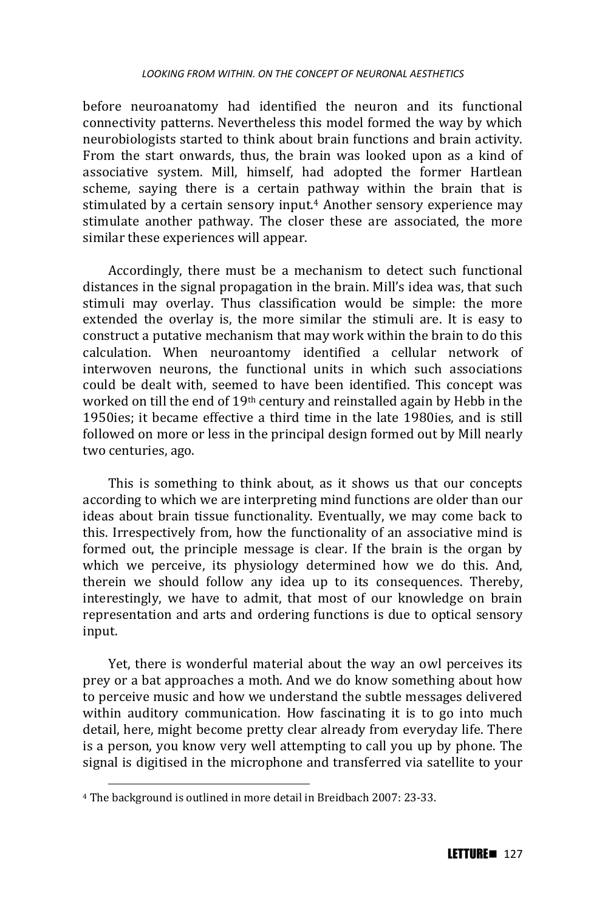before neuroanatomy had identified the neuron and its functional connectivity patterns. Nevertheless this model formed the way by which neurobiologists started to think about brain functions and brain activity. From the start onwards, thus, the brain was looked upon as a kind of associative system. Mill, himself, had adopted the former Hartlean scheme, saying there is a certain pathway within the brain that is stimulated by a certain sensory input.[4] Another sensory experience may stimulate another pathway. The closer these are associated, the more similar these experiences will appear.

Accordingly, there must be a mechanism to detect such functional distances in the signal propagation in the brain. Mill's idea was, that such stimuli may overlay. Thus classification would be simple: the more extended the overlay is, the more similar the stimuli are. It is easy to construct a putative mechanism that may work within the brain to do this calculation. When neuroantomy identified a cellular network of interwoven neurons, the functional units in which such associations could be dealt with, seemed to have been identified. This concept was worked on till the end of 19th century and reinstalled again by Hebb in the 1950ies; it became effective a third time in the late 1980ies, and is still followed on more or less in the principal design formed out by Mill nearly two centuries, ago.

This is something to think about, as it shows us that our concepts according to which we are interpreting mind functions are older than our ideas about brain tissue functionality. Eventually, we may come back to this. Irrespectively from, how the functionality of an associative mind is formed out, the principle message is clear. If the brain is the organ by which we perceive, its physiology determined how we do this. And, therein we should follow any idea up to its consequences. Thereby, interestingly, we have to admit, that most of our knowledge on brain representation and arts and ordering functions is due to optical sensory input.

Yet, there is wonderful material about the way an owl perceives its prey or a bat approaches a moth. And we do know something about how to perceive music and how we understand the subtle messages delivered within auditory communication. How fascinating it is to go into much detail, here, might become pretty clear already from everyday life. There is a person, you know very well attempting to call you up by phone. The signal is digitised in the microphone and transferred via satellite to your

---

[4] The background is outlined in more detail in Breidbach 2007: 23-33.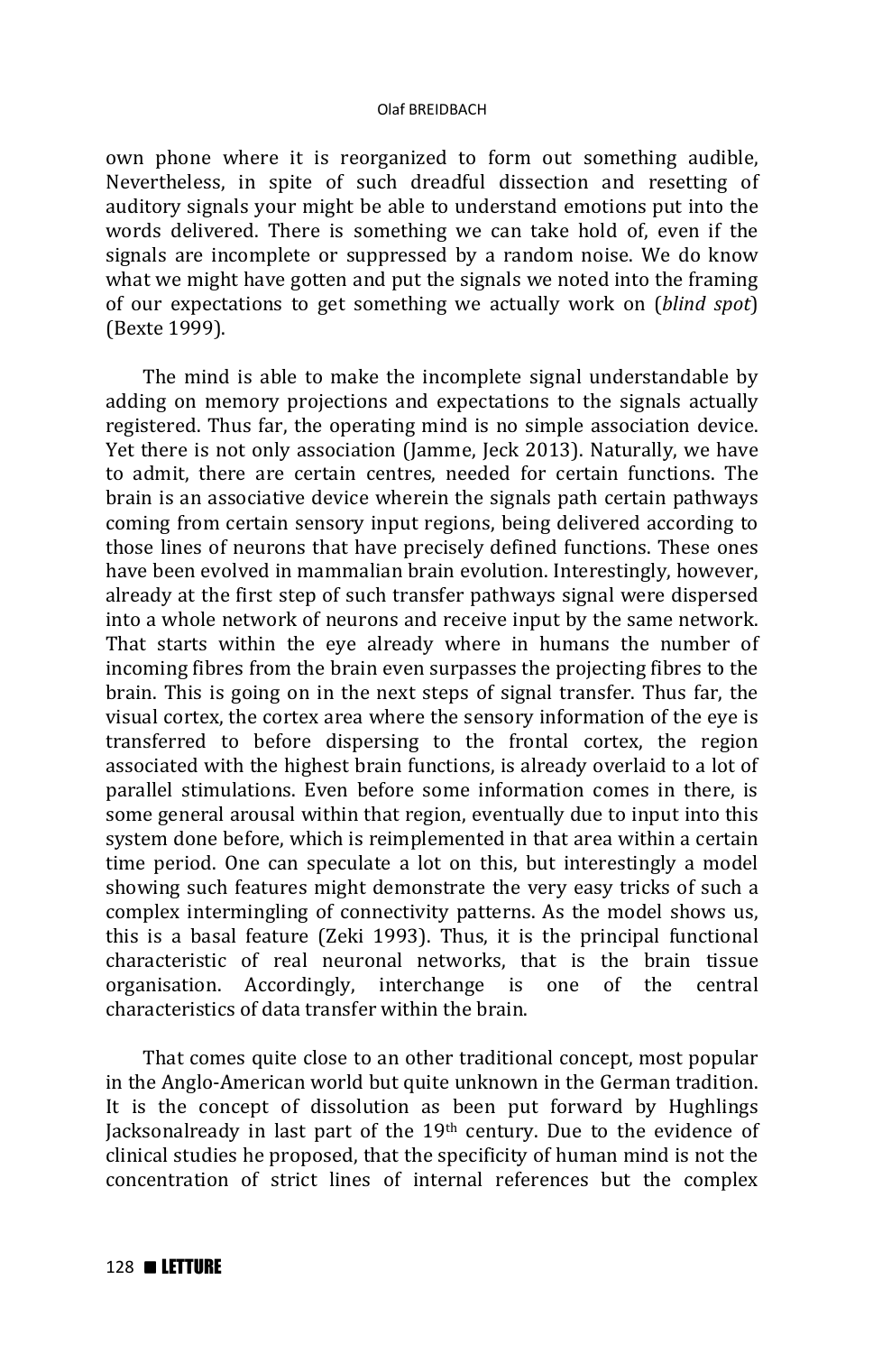own phone where it is reorganized to form out something audible, Nevertheless, in spite of such dreadful dissection and resetting of auditory signals your might be able to understand emotions put into the words delivered. There is something we can take hold of, even if the signals are incomplete or suppressed by a random noise. We do know what we might have gotten and put the signals we noted into the framing of our expectations to get something we actually work on (*blind spot*) (Bexte 1999).

The mind is able to make the incomplete signal understandable by adding on memory projections and expectations to the signals actually registered. Thus far, the operating mind is no simple association device. Yet there is not only association (Jamme, Jeck 2013). Naturally, we have to admit, there are certain centres, needed for certain functions. The brain is an associative device wherein the signals path certain pathways coming from certain sensory input regions, being delivered according to those lines of neurons that have precisely defined functions. These ones have been evolved in mammalian brain evolution. Interestingly, however, already at the first step of such transfer pathways signal were dispersed into a whole network of neurons and receive input by the same network. That starts within the eye already where in humans the number of incoming fibres from the brain even surpasses the projecting fibres to the brain. This is going on in the next steps of signal transfer. Thus far, the visual cortex, the cortex area where the sensory information of the eye is transferred to before dispersing to the frontal cortex, the region associated with the highest brain functions, is already overlaid to a lot of parallel stimulations. Even before some information comes in there, is some general arousal within that region, eventually due to input into this system done before, which is reimplemented in that area within a certain time period. One can speculate a lot on this, but interestingly a model showing such features might demonstrate the very easy tricks of such a complex intermingling of connectivity patterns. As the model shows us, this is a basal feature (Zeki 1993). Thus, it is the principal functional characteristic of real neuronal networks, that is the brain tissue organisation. Accordingly, interchange is one of the central characteristics of data transfer within the brain.

That comes quite close to an other traditional concept, most popular in the Anglo-American world but quite unknown in the German tradition. It is the concept of dissolution as been put forward by Hughlings Jacksonalready in last part of the 19th century. Due to the evidence of clinical studies he proposed, that the specificity of human mind is not the concentration of strict lines of internal references but the complex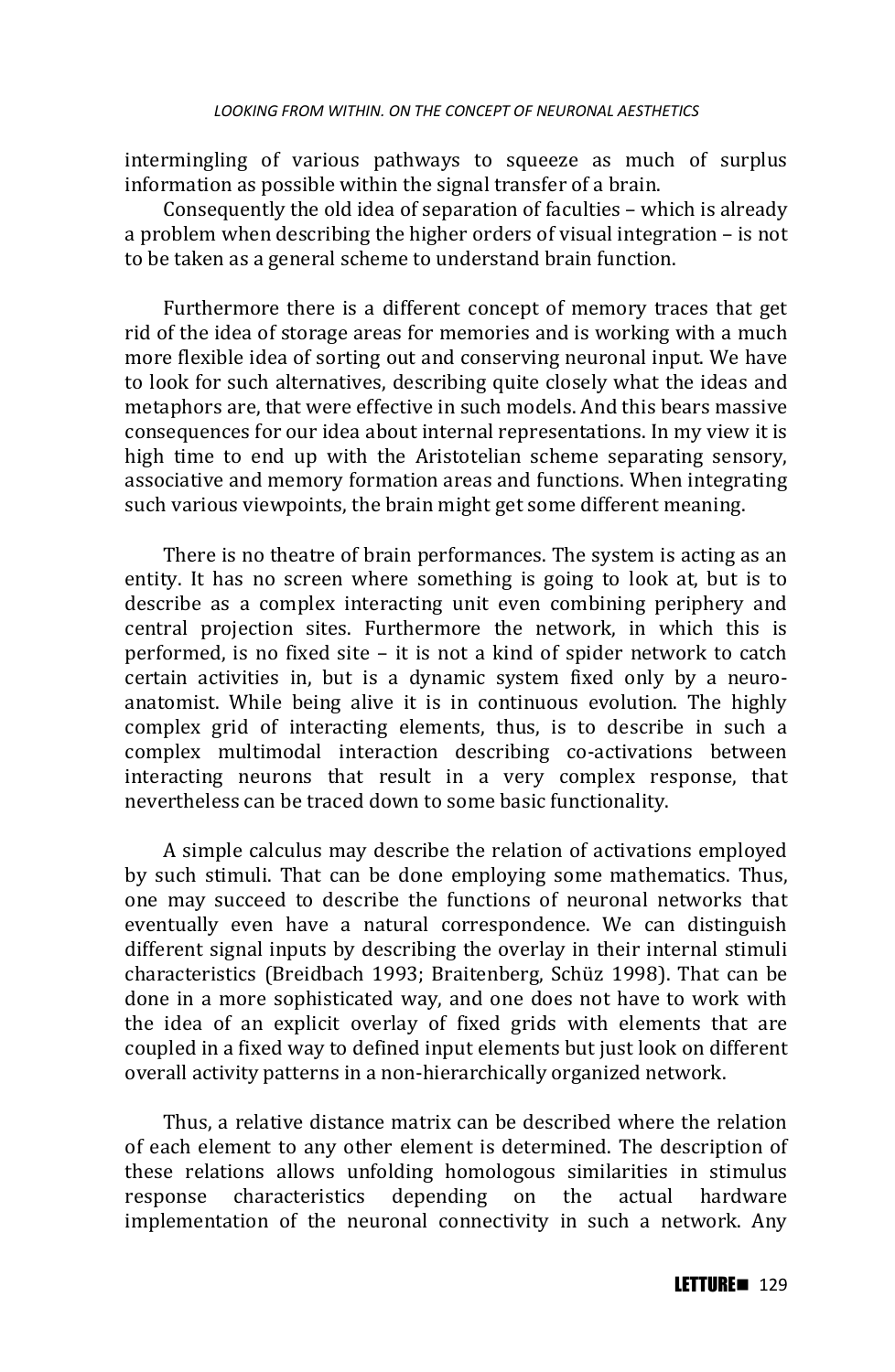intermingling of various pathways to squeeze as much of surplus information as possible within the signal transfer of a brain.

Consequently the old idea of separation of faculties – which is already a problem when describing the higher orders of visual integration – is not to be taken as a general scheme to understand brain function.

Furthermore there is a different concept of memory traces that get rid of the idea of storage areas for memories and is working with a much more flexible idea of sorting out and conserving neuronal input. We have to look for such alternatives, describing quite closely what the ideas and metaphors are, that were effective in such models. And this bears massive consequences for our idea about internal representations. In my view it is high time to end up with the Aristotelian scheme separating sensory, associative and memory formation areas and functions. When integrating such various viewpoints, the brain might get some different meaning.

There is no theatre of brain performances. The system is acting as an entity. It has no screen where something is going to look at, but is to describe as a complex interacting unit even combining periphery and central projection sites. Furthermore the network, in which this is performed, is no fixed site – it is not a kind of spider network to catch certain activities in, but is a dynamic system fixed only by a neuro-anatomist. While being alive it is in continuous evolution. The highly complex grid of interacting elements, thus, is to describe in such a complex multimodal interaction describing co-activations between interacting neurons that result in a very complex response, that nevertheless can be traced down to some basic functionality.

A simple calculus may describe the relation of activations employed by such stimuli. That can be done employing some mathematics. Thus, one may succeed to describe the functions of neuronal networks that eventually even have a natural correspondence. We can distinguish different signal inputs by describing the overlay in their internal stimuli characteristics (Breidbach 1993; Braitenberg, Schüz 1998). That can be done in a more sophisticated way, and one does not have to work with the idea of an explicit overlay of fixed grids with elements that are coupled in a fixed way to defined input elements but just look on different overall activity patterns in a non-hierarchically organized network.

Thus, a relative distance matrix can be described where the relation of each element to any other element is determined. The description of these relations allows unfolding homologous similarities in stimulus response characteristics depending on the actual hardware implementation of the neuronal connectivity in such a network. Any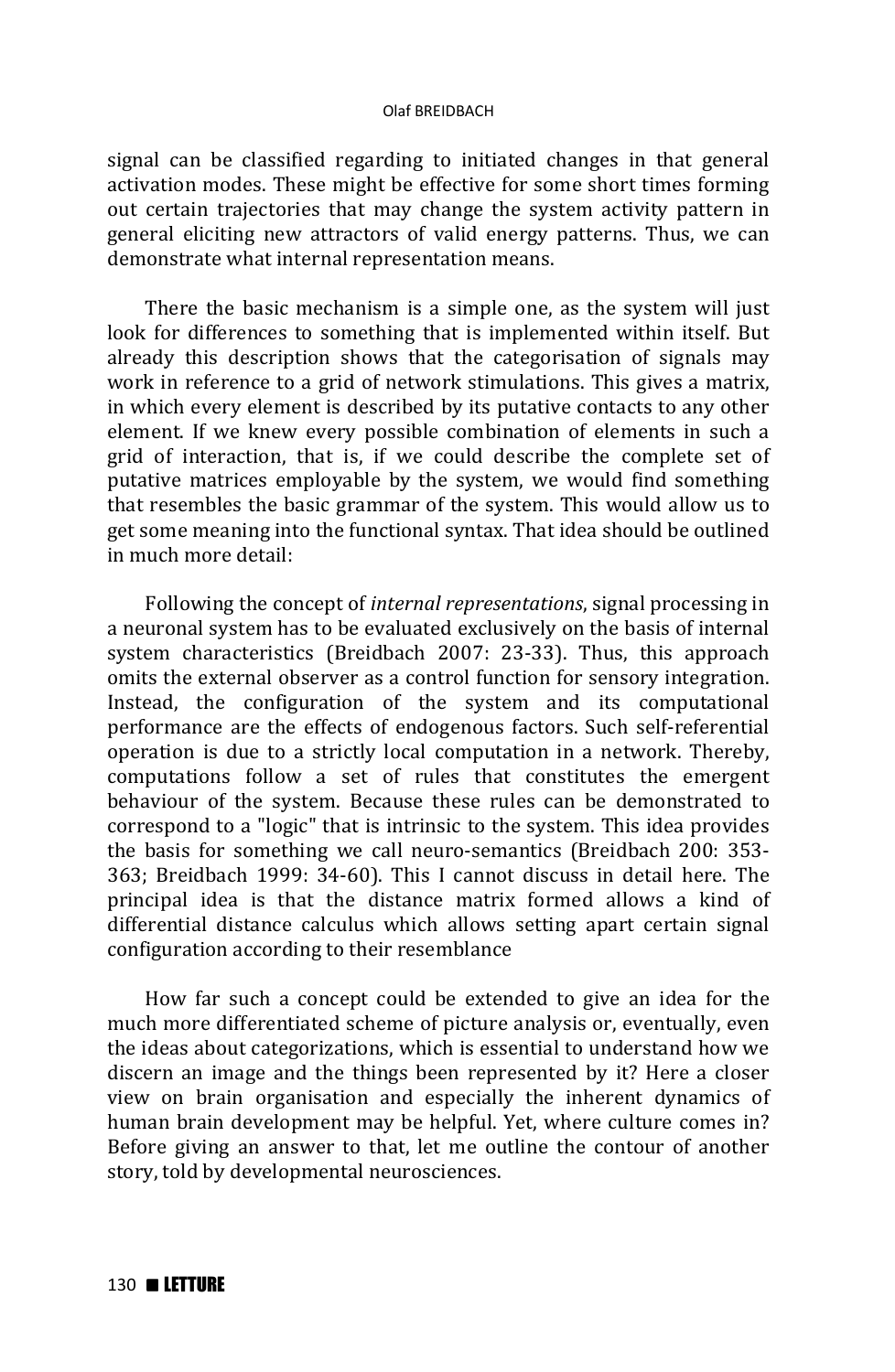signal can be classified regarding to initiated changes in that general activation modes. These might be effective for some short times forming out certain trajectories that may change the system activity pattern in general eliciting new attractors of valid energy patterns. Thus, we can demonstrate what internal representation means.

There the basic mechanism is a simple one, as the system will just look for differences to something that is implemented within itself. But already this description shows that the categorisation of signals may work in reference to a grid of network stimulations. This gives a matrix, in which every element is described by its putative contacts to any other element. If we knew every possible combination of elements in such a grid of interaction, that is, if we could describe the complete set of putative matrices employable by the system, we would find something that resembles the basic grammar of the system. This would allow us to get some meaning into the functional syntax. That idea should be outlined in much more detail:

Following the concept of *internal representations*, signal processing in a neuronal system has to be evaluated exclusively on the basis of internal system characteristics (Breidbach 2007: 23-33). Thus, this approach omits the external observer as a control function for sensory integration. Instead, the configuration of the system and its computational performance are the effects of endogenous factors. Such self-referential operation is due to a strictly local computation in a network. Thereby, computations follow a set of rules that constitutes the emergent behaviour of the system. Because these rules can be demonstrated to correspond to a "logic" that is intrinsic to the system. This idea provides the basis for something we call neuro-semantics (Breidbach 200: 353-363; Breidbach 1999: 34-60). This I cannot discuss in detail here. The principal idea is that the distance matrix formed allows a kind of differential distance calculus which allows setting apart certain signal configuration according to their resemblance

How far such a concept could be extended to give an idea for the much more differentiated scheme of picture analysis or, eventually, even the ideas about categorizations, which is essential to understand how we discern an image and the things been represented by it? Here a closer view on brain organisation and especially the inherent dynamics of human brain development may be helpful. Yet, where culture comes in? Before giving an answer to that, let me outline the contour of another story, told by developmental neurosciences.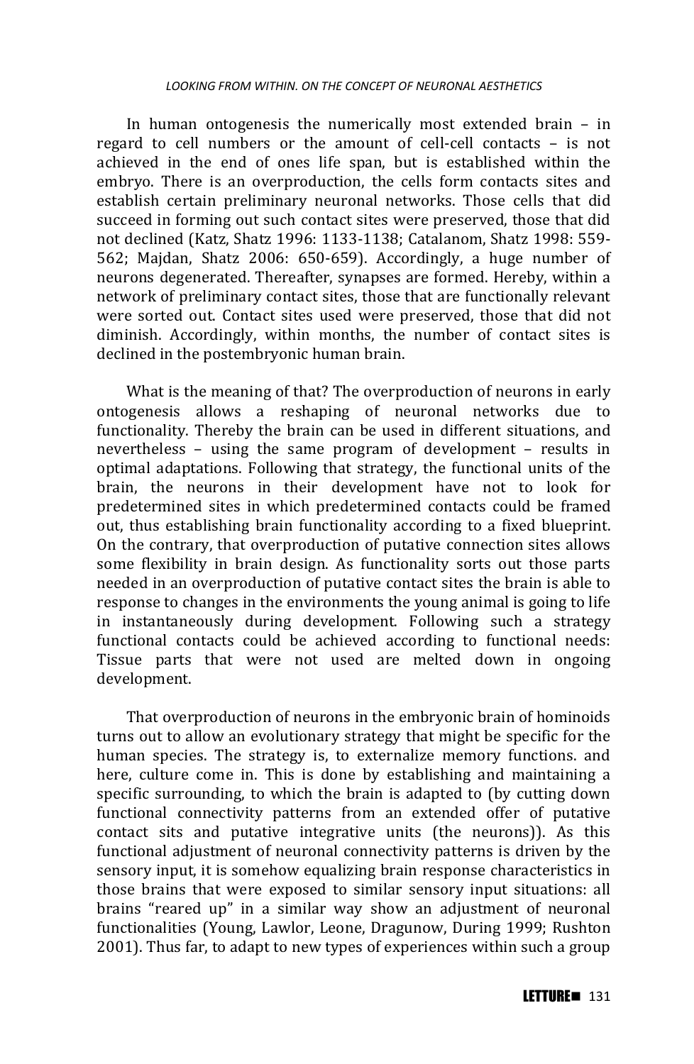In human ontogenesis the numerically most extended brain – in regard to cell numbers or the amount of cell-cell contacts – is not achieved in the end of ones life span, but is established within the embryo. There is an overproduction, the cells form contacts sites and establish certain preliminary neuronal networks. Those cells that did succeed in forming out such contact sites were preserved, those that did not declined (Katz, Shatz 1996: 1133-1138; Catalanom, Shatz 1998: 559-562; Majdan, Shatz 2006: 650-659). Accordingly, a huge number of neurons degenerated. Thereafter, synapses are formed. Hereby, within a network of preliminary contact sites, those that are functionally relevant were sorted out. Contact sites used were preserved, those that did not diminish. Accordingly, within months, the number of contact sites is declined in the postembryonic human brain.

What is the meaning of that? The overproduction of neurons in early ontogenesis allows a reshaping of neuronal networks due to functionality. Thereby the brain can be used in different situations, and nevertheless – using the same program of development – results in optimal adaptations. Following that strategy, the functional units of the brain, the neurons in their development have not to look for predetermined sites in which predetermined contacts could be framed out, thus establishing brain functionality according to a fixed blueprint. On the contrary, that overproduction of putative connection sites allows some flexibility in brain design. As functionality sorts out those parts needed in an overproduction of putative contact sites the brain is able to response to changes in the environments the young animal is going to life in instantaneously during development. Following such a strategy functional contacts could be achieved according to functional needs: Tissue parts that were not used are melted down in ongoing development.

That overproduction of neurons in the embryonic brain of hominoids turns out to allow an evolutionary strategy that might be specific for the human species. The strategy is, to externalize memory functions. and here, culture come in. This is done by establishing and maintaining a specific surrounding, to which the brain is adapted to (by cutting down functional connectivity patterns from an extended offer of putative contact sits and putative integrative units (the neurons)). As this functional adjustment of neuronal connectivity patterns is driven by the sensory input, it is somehow equalizing brain response characteristics in those brains that were exposed to similar sensory input situations: all brains "reared up" in a similar way show an adjustment of neuronal functionalities (Young, Lawlor, Leone, Dragunow, During 1999; Rushton 2001). Thus far, to adapt to new types of experiences within such a group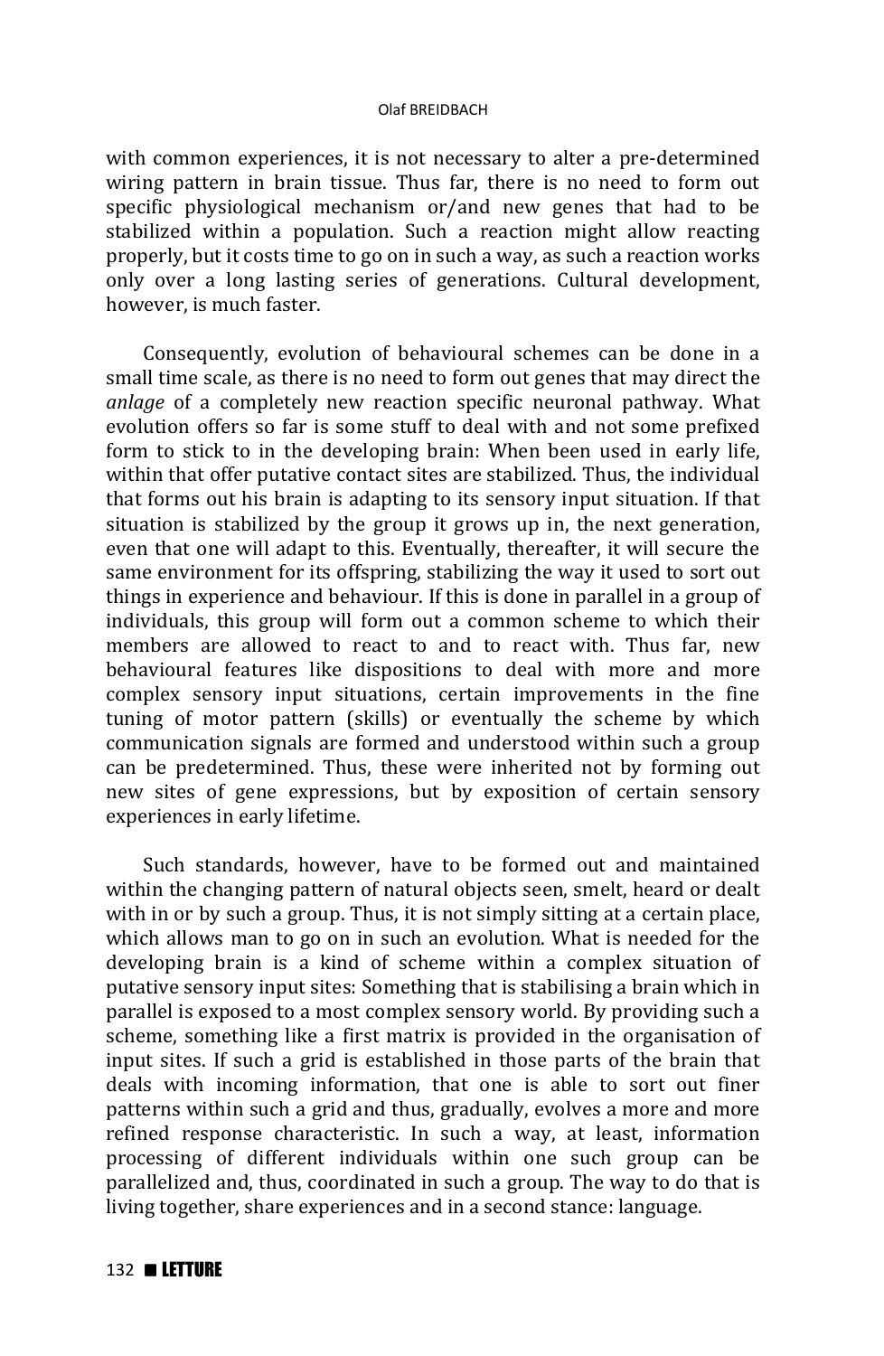with common experiences, it is not necessary to alter a pre-determined wiring pattern in brain tissue. Thus far, there is no need to form out specific physiological mechanism or/and new genes that had to be stabilized within a population. Such a reaction might allow reacting properly, but it costs time to go on in such a way, as such a reaction works only over a long lasting series of generations. Cultural development, however, is much faster.

Consequently, evolution of behavioural schemes can be done in a small time scale, as there is no need to form out genes that may direct the *anlage* of a completely new reaction specific neuronal pathway. What evolution offers so far is some stuff to deal with and not some prefixed form to stick to in the developing brain: When been used in early life, within that offer putative contact sites are stabilized. Thus, the individual that forms out his brain is adapting to its sensory input situation. If that situation is stabilized by the group it grows up in, the next generation, even that one will adapt to this. Eventually, thereafter, it will secure the same environment for its offspring, stabilizing the way it used to sort out things in experience and behaviour. If this is done in parallel in a group of individuals, this group will form out a common scheme to which their members are allowed to react to and to react with. Thus far, new behavioural features like dispositions to deal with more and more complex sensory input situations, certain improvements in the fine tuning of motor pattern (skills) or eventually the scheme by which communication signals are formed and understood within such a group can be predetermined. Thus, these were inherited not by forming out new sites of gene expressions, but by exposition of certain sensory experiences in early lifetime.

Such standards, however, have to be formed out and maintained within the changing pattern of natural objects seen, smelt, heard or dealt with in or by such a group. Thus, it is not simply sitting at a certain place, which allows man to go on in such an evolution. What is needed for the developing brain is a kind of scheme within a complex situation of putative sensory input sites: Something that is stabilising a brain which in parallel is exposed to a most complex sensory world. By providing such a scheme, something like a first matrix is provided in the organisation of input sites. If such a grid is established in those parts of the brain that deals with incoming information, that one is able to sort out finer patterns within such a grid and thus, gradually, evolves a more and more refined response characteristic. In such a way, at least, information processing of different individuals within one such group can be parallelized and, thus, coordinated in such a group. The way to do that is living together, share experiences and in a second stance: language.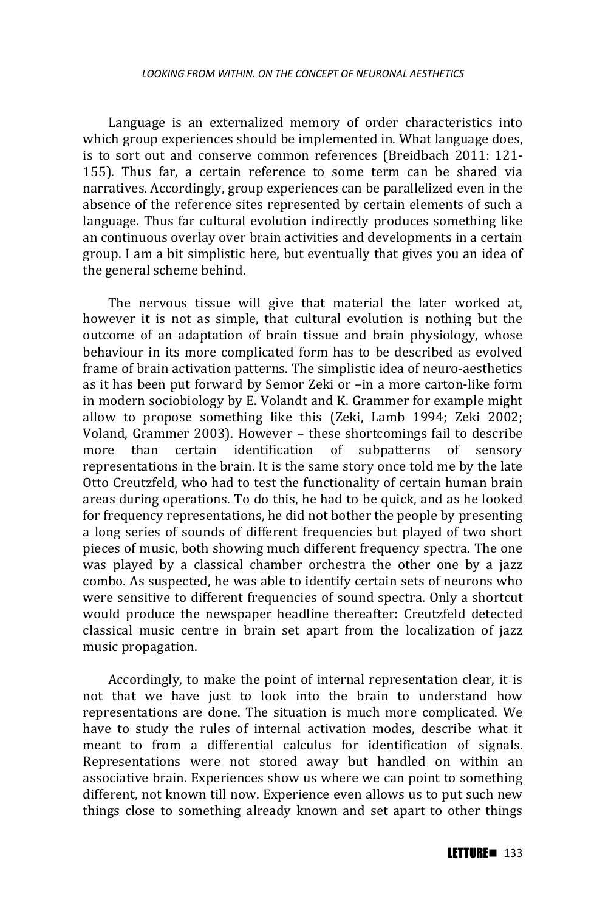Language is an externalized memory of order characteristics into which group experiences should be implemented in. What language does, is to sort out and conserve common references (Breidbach 2011: 121-155). Thus far, a certain reference to some term can be shared via narratives. Accordingly, group experiences can be parallelized even in the absence of the reference sites represented by certain elements of such a language. Thus far cultural evolution indirectly produces something like an continuous overlay over brain activities and developments in a certain group. I am a bit simplistic here, but eventually that gives you an idea of the general scheme behind.

The nervous tissue will give that material the later worked at, however it is not as simple, that cultural evolution is nothing but the outcome of an adaptation of brain tissue and brain physiology, whose behaviour in its more complicated form has to be described as evolved frame of brain activation patterns. The simplistic idea of neuro-aesthetics as it has been put forward by Semor Zeki or –in a more carton-like form in modern sociobiology by E. Volandt and K. Grammer for example might allow to propose something like this (Zeki, Lamb 1994; Zeki 2002; Voland, Grammer 2003). However – these shortcomings fail to describe more than certain identification of subpatterns of sensory representations in the brain. It is the same story once told me by the late Otto Creutzfeld, who had to test the functionality of certain human brain areas during operations. To do this, he had to be quick, and as he looked for frequency representations, he did not bother the people by presenting a long series of sounds of different frequencies but played of two short pieces of music, both showing much different frequency spectra. The one was played by a classical chamber orchestra the other one by a jazz combo. As suspected, he was able to identify certain sets of neurons who were sensitive to different frequencies of sound spectra. Only a shortcut would produce the newspaper headline thereafter: Creutzfeld detected classical music centre in brain set apart from the localization of jazz music propagation.

Accordingly, to make the point of internal representation clear, it is not that we have just to look into the brain to understand how representations are done. The situation is much more complicated. We have to study the rules of internal activation modes, describe what it meant to from a differential calculus for identification of signals. Representations were not stored away but handled on within an associative brain. Experiences show us where we can point to something different, not known till now. Experience even allows us to put such new things close to something already known and set apart to other things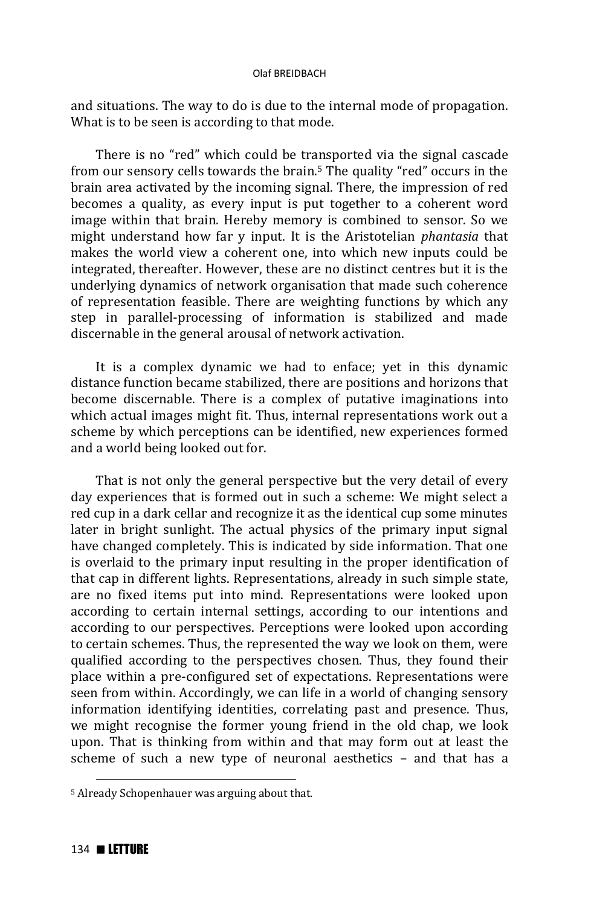and situations. The way to do is due to the internal mode of propagation. What is to be seen is according to that mode.

There is no "red" which could be transported via the signal cascade from our sensory cells towards the brain.[5] The quality "red" occurs in the brain area activated by the incoming signal. There, the impression of red becomes a quality, as every input is put together to a coherent word image within that brain. Hereby memory is combined to sensor. So we might understand how far y input. It is the Aristotelian *phantasia* that makes the world view a coherent one, into which new inputs could be integrated, thereafter. However, these are no distinct centres but it is the underlying dynamics of network organisation that made such coherence of representation feasible. There are weighting functions by which any step in parallel-processing of information is stabilized and made discernable in the general arousal of network activation.

It is a complex dynamic we had to enface; yet in this dynamic distance function became stabilized, there are positions and horizons that become discernable. There is a complex of putative imaginations into which actual images might fit. Thus, internal representations work out a scheme by which perceptions can be identified, new experiences formed and a world being looked out for.

That is not only the general perspective but the very detail of every day experiences that is formed out in such a scheme: We might select a red cup in a dark cellar and recognize it as the identical cup some minutes later in bright sunlight. The actual physics of the primary input signal have changed completely. This is indicated by side information. That one is overlaid to the primary input resulting in the proper identification of that cap in different lights. Representations, already in such simple state, are no fixed items put into mind. Representations were looked upon according to certain internal settings, according to our intentions and according to our perspectives. Perceptions were looked upon according to certain schemes. Thus, the represented the way we look on them, were qualified according to the perspectives chosen. Thus, they found their place within a pre-configured set of expectations. Representations were seen from within. Accordingly, we can life in a world of changing sensory information identifying identities, correlating past and presence. Thus, we might recognise the former young friend in the old chap, we look upon. That is thinking from within and that may form out at least the scheme of such a new type of neuronal aesthetics – and that has a

---

[5] Already Schopenhauer was arguing about that.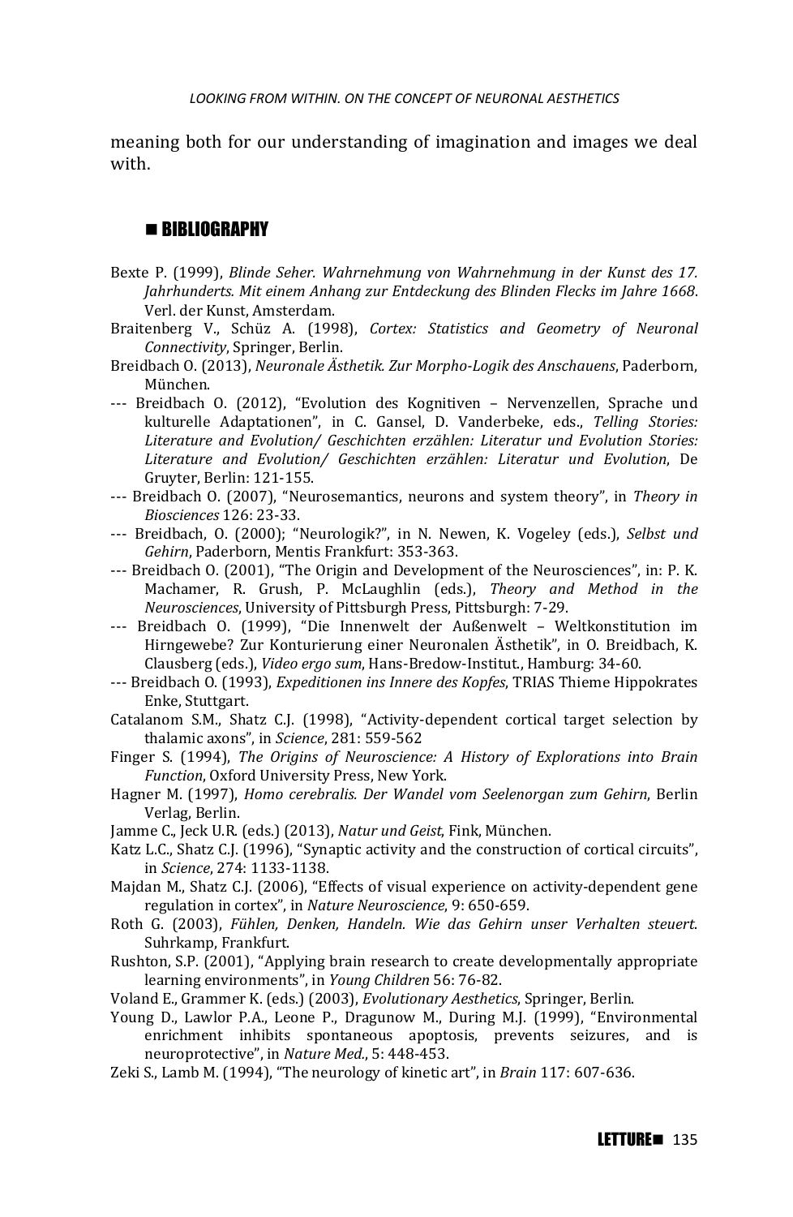meaning both for our understanding of imagination and images we deal with.

## ■ BIBLIOGRAPHY

Bexte P. (1999), *Blinde Seher. Wahrnehmung von Wahrnehmung in der Kunst des 17. Jahrhunderts. Mit einem Anhang zur Entdeckung des Blinden Flecks im Jahre 1668*. Verl. der Kunst, Amsterdam.

Braitenberg V., Schüz A. (1998), *Cortex: Statistics and Geometry of Neuronal Connectivity*, Springer, Berlin.

Breidbach O. (2013), *Neuronale Ästhetik. Zur Morpho-Logik des Anschauens*, Paderborn, München.

--- Breidbach O. (2012), "Evolution des Kognitiven – Nervenzellen, Sprache und kulturelle Adaptationen", in C. Gansel, D. Vanderbeke, eds., *Telling Stories: Literature and Evolution/ Geschichten erzählen: Literatur und Evolution Stories: Literature and Evolution/ Geschichten erzählen: Literatur und Evolution*, De Gruyter, Berlin: 121-155.

--- Breidbach O. (2007), "Neurosemantics, neurons and system theory", in *Theory in Biosciences* 126: 23-33.

--- Breidbach, O. (2000); "Neurologik?", in N. Newen, K. Vogeley (eds.), *Selbst und Gehirn*, Paderborn, Mentis Frankfurt: 353-363.

--- Breidbach O. (2001), "The Origin and Development of the Neurosciences", in: P. K. Machamer, R. Grush, P. McLaughlin (eds.), *Theory and Method in the Neurosciences*, University of Pittsburgh Press, Pittsburgh: 7-29.

--- Breidbach O. (1999), "Die Innenwelt der Außenwelt – Weltkonstitution im Hirngewebe? Zur Konturierung einer Neuronalen Ästhetik", in O. Breidbach, K. Clausberg (eds.), *Video ergo sum*, Hans-Bredow-Institut., Hamburg: 34-60.

--- Breidbach O. (1993), *Expeditionen ins Innere des Kopfes*, TRIAS Thieme Hippokrates Enke, Stuttgart.

Catalanom S.M., Shatz C.J. (1998), "Activity-dependent cortical target selection by thalamic axons", in *Science*, 281: 559-562

Finger S. (1994), *The Origins of Neuroscience: A History of Explorations into Brain Function*, Oxford University Press, New York.

Hagner M. (1997), *Homo cerebralis. Der Wandel vom Seelenorgan zum Gehirn*, Berlin Verlag, Berlin.

Jamme C., Jeck U.R. (eds.) (2013), *Natur und Geist*, Fink, München.

Katz L.C., Shatz C.J. (1996), "Synaptic activity and the construction of cortical circuits", in *Science*, 274: 1133-1138.

Majdan M., Shatz C.J. (2006), "Effects of visual experience on activity-dependent gene regulation in cortex", in *Nature Neuroscience*, 9: 650-659.

Roth G. (2003), *Fühlen, Denken, Handeln. Wie das Gehirn unser Verhalten steuert*. Suhrkamp, Frankfurt.

Rushton, S.P. (2001), "Applying brain research to create developmentally appropriate learning environments", in *Young Children* 56: 76-82.

Voland E., Grammer K. (eds.) (2003), *Evolutionary Aesthetics*, Springer, Berlin.

Young D., Lawlor P.A., Leone P., Dragunow M., During M.J. (1999), "Environmental enrichment inhibits spontaneous apoptosis, prevents seizures, and is neuroprotective", in *Nature Med.*, 5: 448-453.

Zeki S., Lamb M. (1994), "The neurology of kinetic art", in *Brain* 117: 607-636.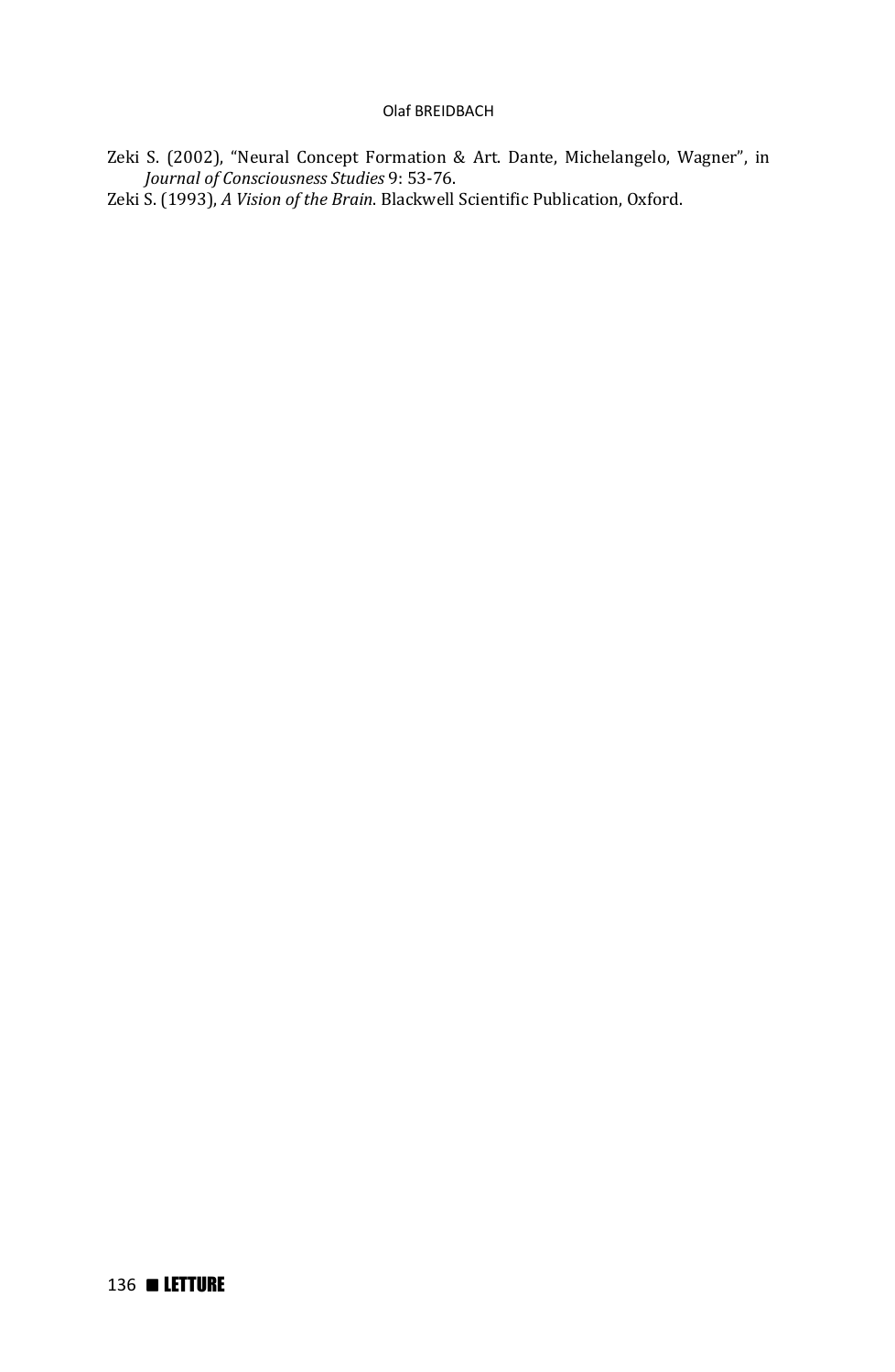Zeki S. (2002), "Neural Concept Formation & Art. Dante, Michelangelo, Wagner", in *Journal of Consciousness Studies* 9: 53-76.

Zeki S. (1993), *A Vision of the Brain*. Blackwell Scientific Publication, Oxford.